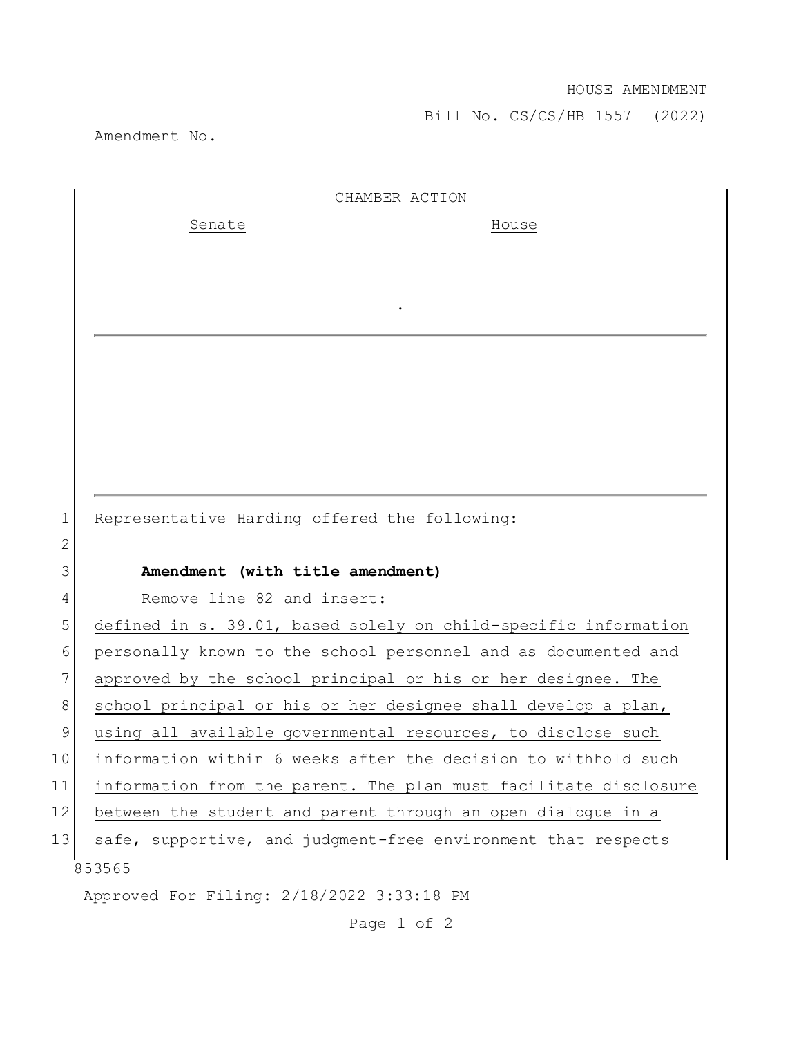HOUSE AMENDMENT

Bill No. CS/CS/HB 1557 (2022)

Amendment No.

CHAMBER ACTION

| Senate | House |
| --- | --- |
| | |

.

---

Representative Harding offered the following:

**Amendment (with title amendment)**

Remove line 82 and insert:

defined in s. 39.01, based solely on child-specific information personally known to the school personnel and as documented and approved by the school principal or his or her designee. The school principal or his or her designee shall develop a plan, using all available governmental resources, to disclose such information within 6 weeks after the decision to withhold such information from the parent. The plan must facilitate disclosure between the student and parent through an open dialogue in a safe, supportive, and judgment-free environment that respects

853565

Approved For Filing: 2/18/2022 3:33:18 PM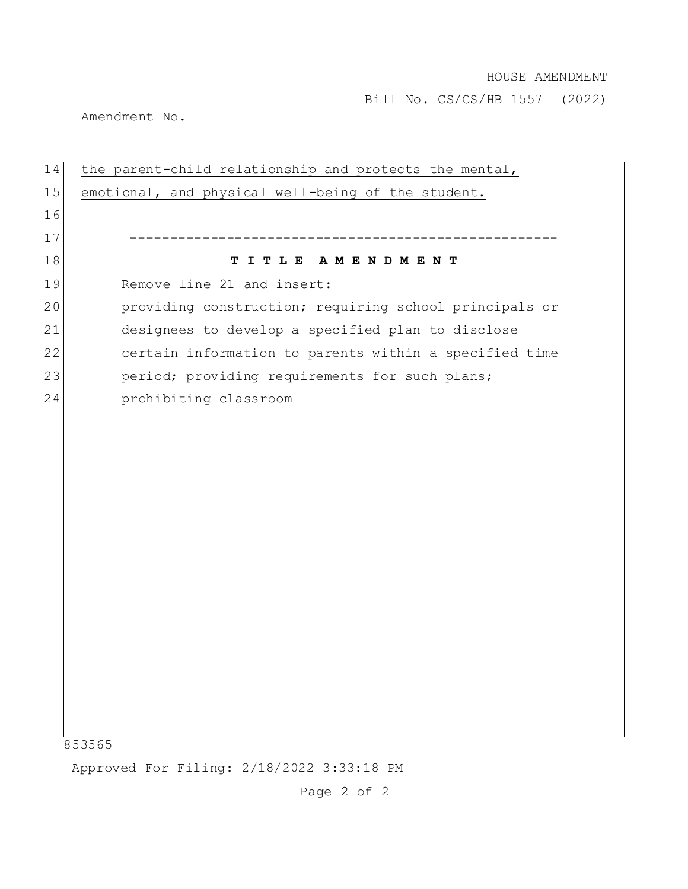the parent-child relationship and protects the mental, emotional, and physical well-being of the student.

-----------------------------------------------------

**T I T L E   A M E N D M E N T**

Remove line 21 and insert:

providing construction; requiring school principals or designees to develop a specified plan to disclose certain information to parents within a specified time period; providing requirements for such plans; prohibiting classroom

853565

Approved For Filing: 2/18/2022 3:33:18 PM